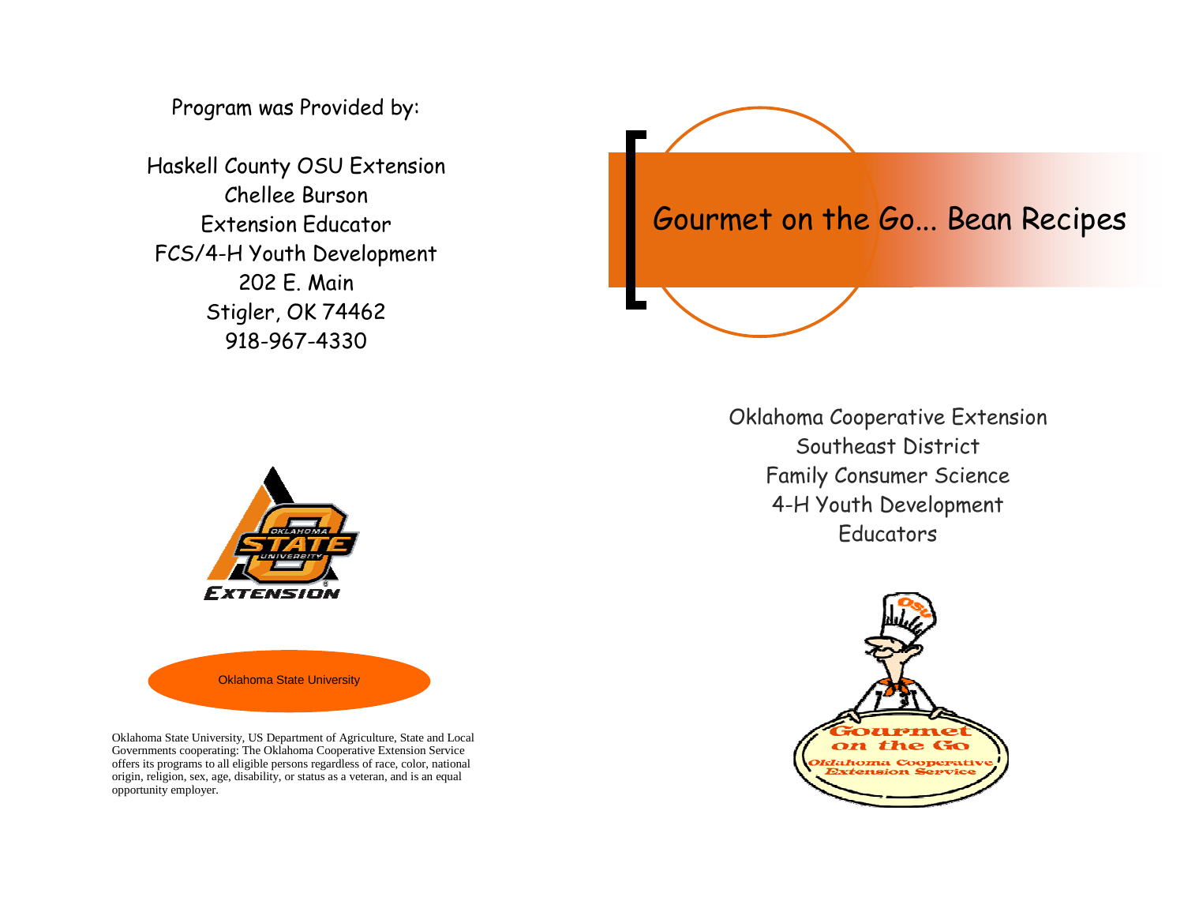Program was Provided by:

Haskell County OSU Extension
Chellee Burson
Extension Educator
FCS/4-H Youth Development
202 E. Main
Stigler, OK 74462
918-967-4330

Oklahoma State University

Oklahoma State University, US Department of Agriculture, State and Local Governments cooperating: The Oklahoma Cooperative Extension Service offers its programs to all eligible persons regardless of race, color, national origin, religion, sex, age, disability, or status as a veteran, and is an equal opportunity employer.

# Gourmet on the Go... Bean Recipes

Oklahoma Cooperative Extension
Southeast District
Family Consumer Science
4-H Youth Development
Educators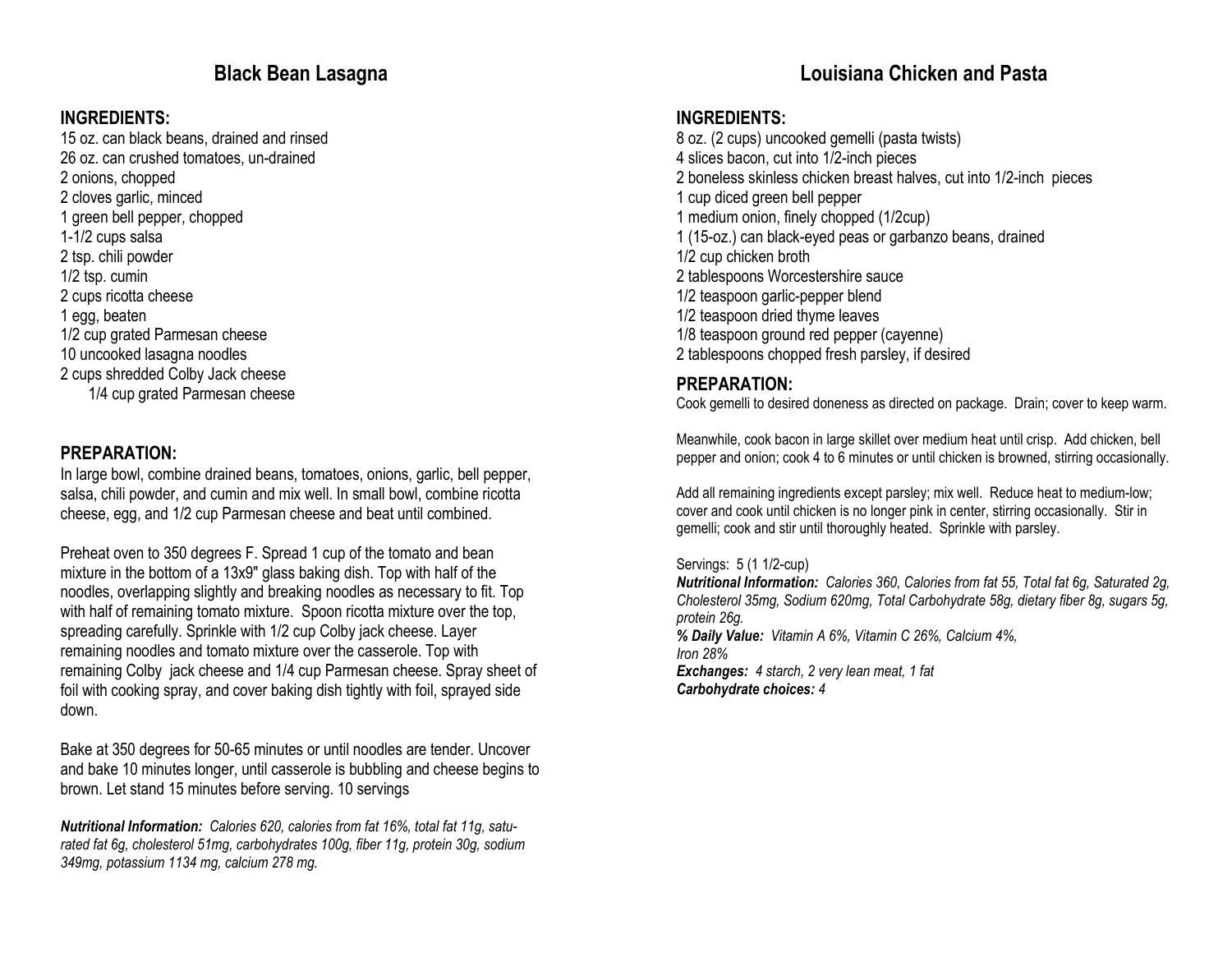## Black Bean Lasagna

### INGREDIENTS:

15 oz. can black beans, drained and rinsed
26 oz. can crushed tomatoes, un-drained
2 onions, chopped
2 cloves garlic, minced
1 green bell pepper, chopped
1-1/2 cups salsa
2 tsp. chili powder
1/2 tsp. cumin
2 cups ricotta cheese
1 egg, beaten
1/2 cup grated Parmesan cheese
10 uncooked lasagna noodles
2 cups shredded Colby Jack cheese
1/4 cup grated Parmesan cheese

### PREPARATION:

In large bowl, combine drained beans, tomatoes, onions, garlic, bell pepper, salsa, chili powder, and cumin and mix well. In small bowl, combine ricotta cheese, egg, and 1/2 cup Parmesan cheese and beat until combined.

Preheat oven to 350 degrees F. Spread 1 cup of the tomato and bean mixture in the bottom of a 13x9" glass baking dish. Top with half of the noodles, overlapping slightly and breaking noodles as necessary to fit. Top with half of remaining tomato mixture. Spoon ricotta mixture over the top, spreading carefully. Sprinkle with 1/2 cup Colby jack cheese. Layer remaining noodles and tomato mixture over the casserole. Top with remaining Colby jack cheese and 1/4 cup Parmesan cheese. Spray sheet of foil with cooking spray, and cover baking dish tightly with foil, sprayed side down.

Bake at 350 degrees for 50-65 minutes or until noodles are tender. Uncover and bake 10 minutes longer, until casserole is bubbling and cheese begins to brown. Let stand 15 minutes before serving. 10 servings

***Nutritional Information:*** *Calories 620, calories from fat 16%, total fat 11g, saturated fat 6g, cholesterol 51mg, carbohydrates 100g, fiber 11g, protein 30g, sodium 349mg, potassium 1134 mg, calcium 278 mg.*

## Louisiana Chicken and Pasta

### INGREDIENTS:

8 oz. (2 cups) uncooked gemelli (pasta twists)
4 slices bacon, cut into 1/2-inch pieces
2 boneless skinless chicken breast halves, cut into 1/2-inch pieces
1 cup diced green bell pepper
1 medium onion, finely chopped (1/2cup)
1 (15-oz.) can black-eyed peas or garbanzo beans, drained
1/2 cup chicken broth
2 tablespoons Worcestershire sauce
1/2 teaspoon garlic-pepper blend
1/2 teaspoon dried thyme leaves
1/8 teaspoon ground red pepper (cayenne)
2 tablespoons chopped fresh parsley, if desired

### PREPARATION:

Cook gemelli to desired doneness as directed on package. Drain; cover to keep warm.

Meanwhile, cook bacon in large skillet over medium heat until crisp. Add chicken, bell pepper and onion; cook 4 to 6 minutes or until chicken is browned, stirring occasionally.

Add all remaining ingredients except parsley; mix well. Reduce heat to medium-low; cover and cook until chicken is no longer pink in center, stirring occasionally. Stir in gemelli; cook and stir until thoroughly heated. Sprinkle with parsley.

Servings: 5 (1 1/2-cup)

***Nutritional Information:*** *Calories 360, Calories from fat 55, Total fat 6g, Saturated 2g, Cholesterol 35mg, Sodium 620mg, Total Carbohydrate 58g, dietary fiber 8g, sugars 5g, protein 26g.*

***% Daily Value:*** *Vitamin A 6%, Vitamin C 26%, Calcium 4%, Iron 28%*

***Exchanges:*** *4 starch, 2 very lean meat, 1 fat*

***Carbohydrate choices:*** *4*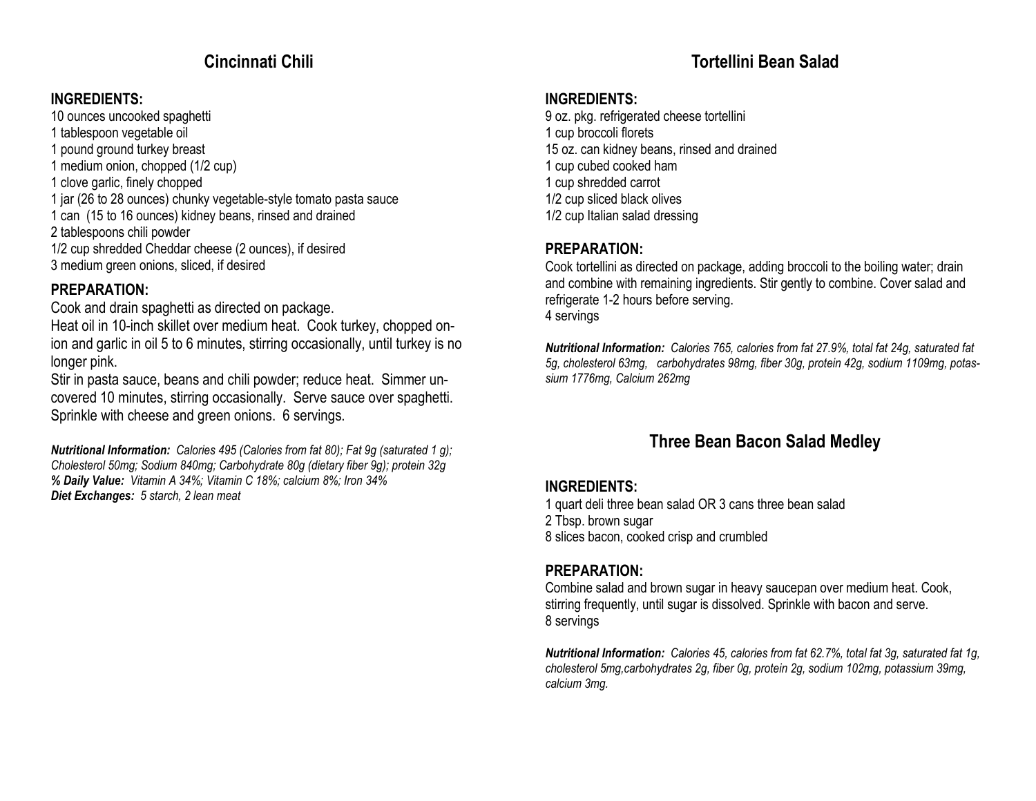## Cincinnati Chili

**INGREDIENTS:**

10 ounces uncooked spaghetti
1 tablespoon vegetable oil
1 pound ground turkey breast
1 medium onion, chopped (1/2 cup)
1 clove garlic, finely chopped
1 jar (26 to 28 ounces) chunky vegetable-style tomato pasta sauce
1 can (15 to 16 ounces) kidney beans, rinsed and drained
2 tablespoons chili powder
1/2 cup shredded Cheddar cheese (2 ounces), if desired
3 medium green onions, sliced, if desired

**PREPARATION:**

Cook and drain spaghetti as directed on package.
Heat oil in 10-inch skillet over medium heat. Cook turkey, chopped onion and garlic in oil 5 to 6 minutes, stirring occasionally, until turkey is no longer pink.
Stir in pasta sauce, beans and chili powder; reduce heat. Simmer uncovered 10 minutes, stirring occasionally. Serve sauce over spaghetti. Sprinkle with cheese and green onions. 6 servings.

***Nutritional Information:*** *Calories 495 (Calories from fat 80); Fat 9g (saturated 1 g); Cholesterol 50mg; Sodium 840mg; Carbohydrate 80g (dietary fiber 9g); protein 32g*
***% Daily Value:*** *Vitamin A 34%; Vitamin C 18%; calcium 8%; Iron 34%*
***Diet Exchanges:*** *5 starch, 2 lean meat*

## Tortellini Bean Salad

**INGREDIENTS:**

9 oz. pkg. refrigerated cheese tortellini
1 cup broccoli florets
15 oz. can kidney beans, rinsed and drained
1 cup cubed cooked ham
1 cup shredded carrot
1/2 cup sliced black olives
1/2 cup Italian salad dressing

**PREPARATION:**

Cook tortellini as directed on package, adding broccoli to the boiling water; drain and combine with remaining ingredients. Stir gently to combine. Cover salad and refrigerate 1-2 hours before serving.
4 servings

***Nutritional Information:*** *Calories 765, calories from fat 27.9%, total fat 24g, saturated fat 5g, cholesterol 63mg, carbohydrates 98mg, fiber 30g, protein 42g, sodium 1109mg, potassium 1776mg, Calcium 262mg*

## Three Bean Bacon Salad Medley

**INGREDIENTS:**

1 quart deli three bean salad OR 3 cans three bean salad
2 Tbsp. brown sugar
8 slices bacon, cooked crisp and crumbled

**PREPARATION:**

Combine salad and brown sugar in heavy saucepan over medium heat. Cook, stirring frequently, until sugar is dissolved. Sprinkle with bacon and serve.
8 servings

***Nutritional Information:*** *Calories 45, calories from fat 62.7%, total fat 3g, saturated fat 1g, cholesterol 5mg,carbohydrates 2g, fiber 0g, protein 2g, sodium 102mg, potassium 39mg, calcium 3mg.*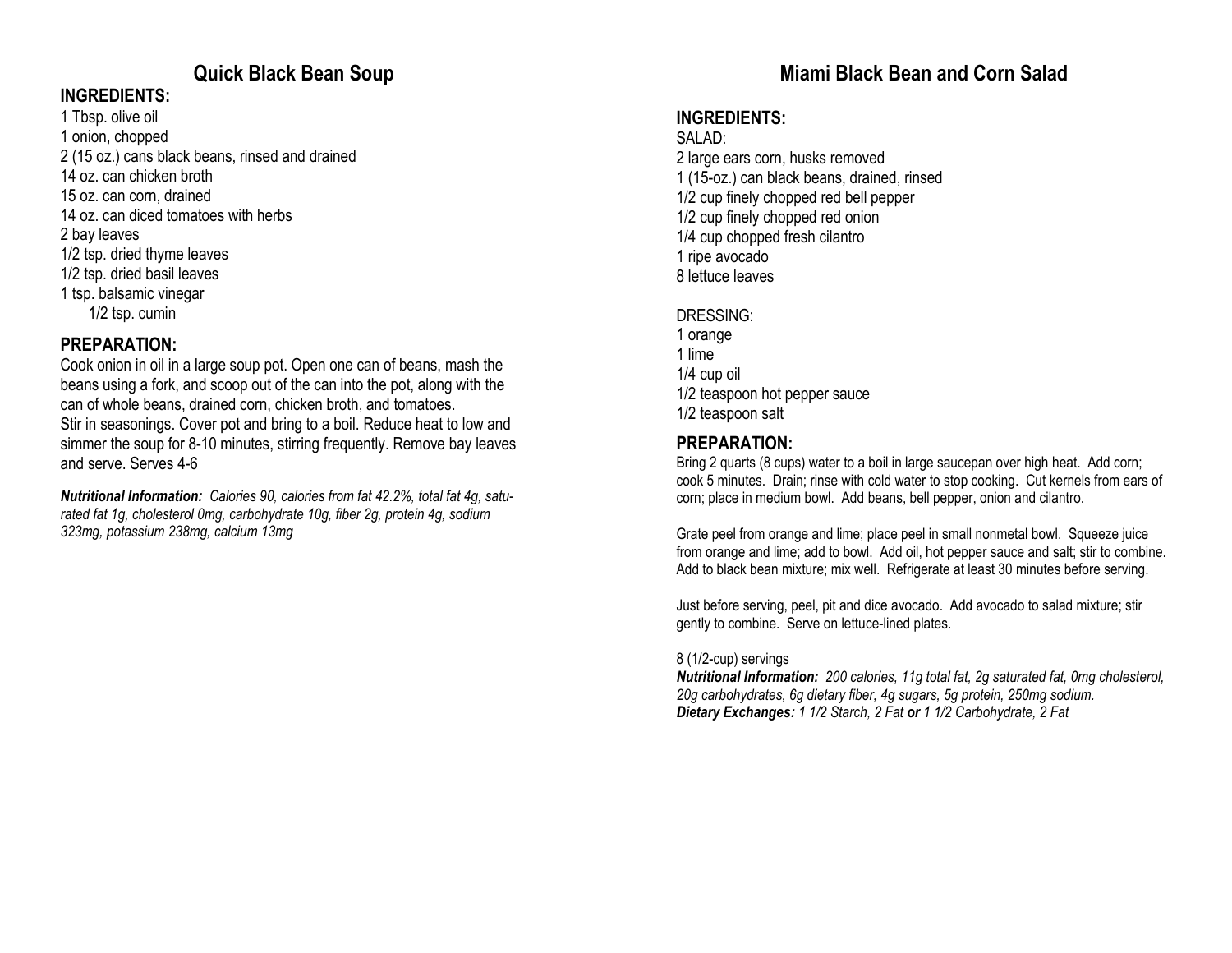## Quick Black Bean Soup

### INGREDIENTS:

1 Tbsp. olive oil
1 onion, chopped
2 (15 oz.) cans black beans, rinsed and drained
14 oz. can chicken broth
15 oz. can corn, drained
14 oz. can diced tomatoes with herbs
2 bay leaves
1/2 tsp. dried thyme leaves
1/2 tsp. dried basil leaves
1 tsp. balsamic vinegar
1/2 tsp. cumin

### PREPARATION:

Cook onion in oil in a large soup pot. Open one can of beans, mash the beans using a fork, and scoop out of the can into the pot, along with the can of whole beans, drained corn, chicken broth, and tomatoes.
Stir in seasonings. Cover pot and bring to a boil. Reduce heat to low and simmer the soup for 8-10 minutes, stirring frequently. Remove bay leaves and serve. Serves 4-6

***Nutritional Information:*** *Calories 90, calories from fat 42.2%, total fat 4g, saturated fat 1g, cholesterol 0mg, carbohydrate 10g, fiber 2g, protein 4g, sodium 323mg, potassium 238mg, calcium 13mg*

## Miami Black Bean and Corn Salad

### INGREDIENTS:

SALAD:
2 large ears corn, husks removed
1 (15-oz.) can black beans, drained, rinsed
1/2 cup finely chopped red bell pepper
1/2 cup finely chopped red onion
1/4 cup chopped fresh cilantro
1 ripe avocado
8 lettuce leaves

DRESSING:
1 orange
1 lime
1/4 cup oil
1/2 teaspoon hot pepper sauce
1/2 teaspoon salt

### PREPARATION:

Bring 2 quarts (8 cups) water to a boil in large saucepan over high heat. Add corn; cook 5 minutes. Drain; rinse with cold water to stop cooking. Cut kernels from ears of corn; place in medium bowl. Add beans, bell pepper, onion and cilantro.

Grate peel from orange and lime; place peel in small nonmetal bowl. Squeeze juice from orange and lime; add to bowl. Add oil, hot pepper sauce and salt; stir to combine. Add to black bean mixture; mix well. Refrigerate at least 30 minutes before serving.

Just before serving, peel, pit and dice avocado. Add avocado to salad mixture; stir gently to combine. Serve on lettuce-lined plates.

8 (1/2-cup) servings

***Nutritional Information:*** *200 calories, 11g total fat, 2g saturated fat, 0mg cholesterol, 20g carbohydrates, 6g dietary fiber, 4g sugars, 5g protein, 250mg sodium.*

***Dietary Exchanges:*** *1 1/2 Starch, 2 Fat* ***or*** *1 1/2 Carbohydrate, 2 Fat*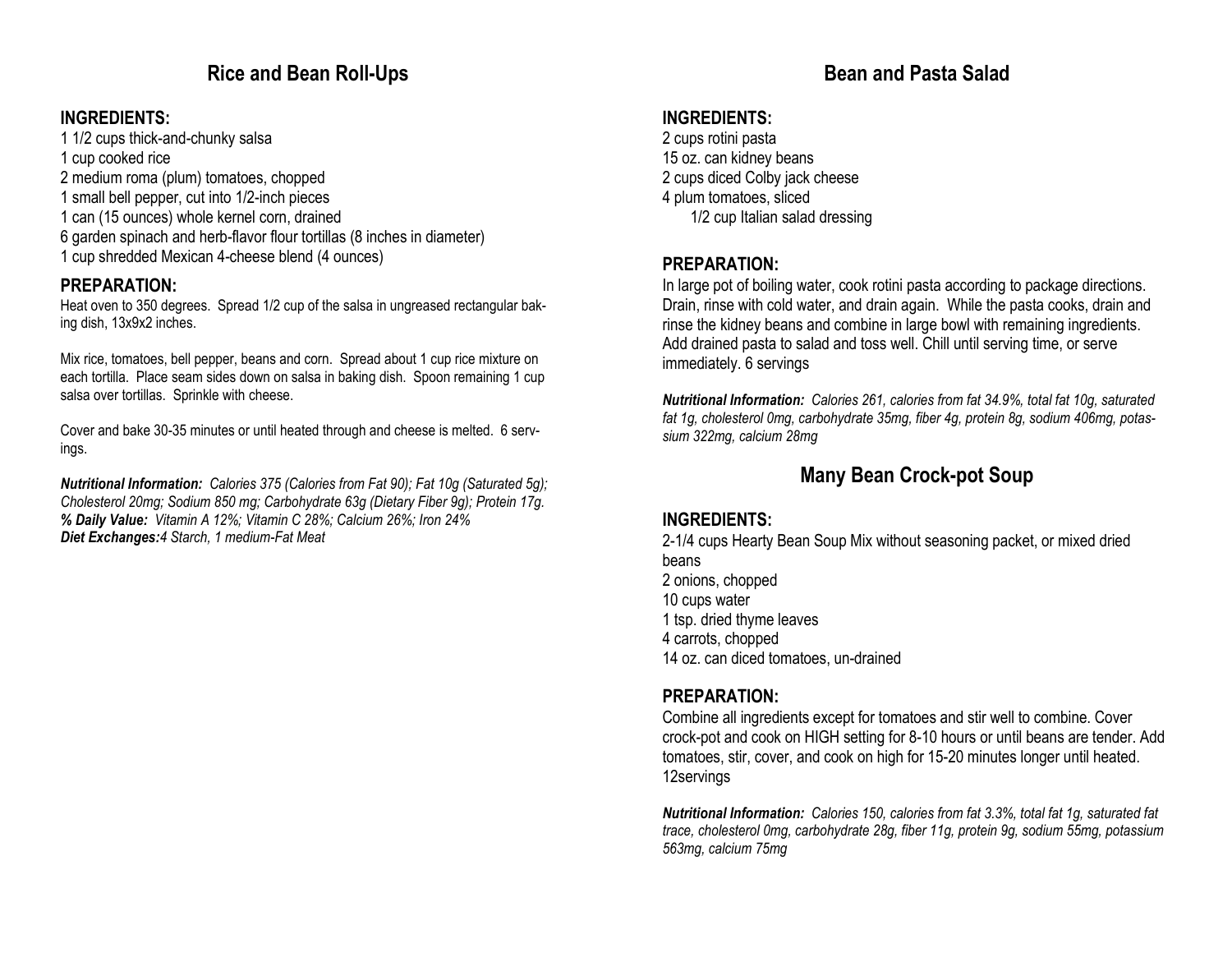## Rice and Bean Roll-Ups

### INGREDIENTS:

1 1/2 cups thick-and-chunky salsa
1 cup cooked rice
2 medium roma (plum) tomatoes, chopped
1 small bell pepper, cut into 1/2-inch pieces
1 can (15 ounces) whole kernel corn, drained
6 garden spinach and herb-flavor flour tortillas (8 inches in diameter)
1 cup shredded Mexican 4-cheese blend (4 ounces)

### PREPARATION:

Heat oven to 350 degrees. Spread 1/2 cup of the salsa in ungreased rectangular baking dish, 13x9x2 inches.

Mix rice, tomatoes, bell pepper, beans and corn. Spread about 1 cup rice mixture on each tortilla. Place seam sides down on salsa in baking dish. Spoon remaining 1 cup salsa over tortillas. Sprinkle with cheese.

Cover and bake 30-35 minutes or until heated through and cheese is melted. 6 servings.

***Nutritional Information:*** *Calories 375 (Calories from Fat 90); Fat 10g (Saturated 5g); Cholesterol 20mg; Sodium 850 mg; Carbohydrate 63g (Dietary Fiber 9g); Protein 17g.*
***% Daily Value:*** *Vitamin A 12%; Vitamin C 28%; Calcium 26%; Iron 24%*
***Diet Exchanges:****4 Starch, 1 medium-Fat Meat*

## Bean and Pasta Salad

### INGREDIENTS:

2 cups rotini pasta
15 oz. can kidney beans
2 cups diced Colby jack cheese
4 plum tomatoes, sliced
1/2 cup Italian salad dressing

### PREPARATION:

In large pot of boiling water, cook rotini pasta according to package directions. Drain, rinse with cold water, and drain again. While the pasta cooks, drain and rinse the kidney beans and combine in large bowl with remaining ingredients. Add drained pasta to salad and toss well. Chill until serving time, or serve immediately. 6 servings

***Nutritional Information:*** *Calories 261, calories from fat 34.9%, total fat 10g, saturated fat 1g, cholesterol 0mg, carbohydrate 35mg, fiber 4g, protein 8g, sodium 406mg, potassium 322mg, calcium 28mg*

## Many Bean Crock-pot Soup

### INGREDIENTS:

2-1/4 cups Hearty Bean Soup Mix without seasoning packet, or mixed dried beans
2 onions, chopped
10 cups water
1 tsp. dried thyme leaves
4 carrots, chopped
14 oz. can diced tomatoes, un-drained

### PREPARATION:

Combine all ingredients except for tomatoes and stir well to combine. Cover crock-pot and cook on HIGH setting for 8-10 hours or until beans are tender. Add tomatoes, stir, cover, and cook on high for 15-20 minutes longer until heated. 12servings

***Nutritional Information:*** *Calories 150, calories from fat 3.3%, total fat 1g, saturated fat trace, cholesterol 0mg, carbohydrate 28g, fiber 11g, protein 9g, sodium 55mg, potassium 563mg, calcium 75mg*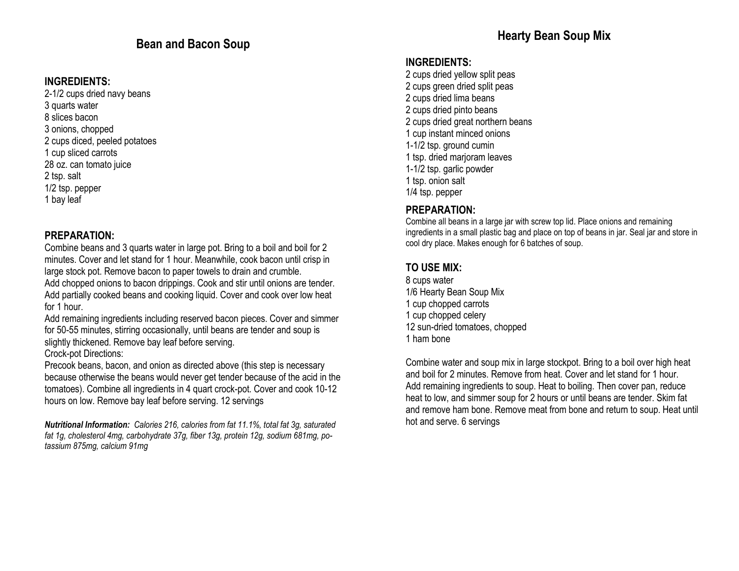## Bean and Bacon Soup

### INGREDIENTS:

2-1/2 cups dried navy beans
3 quarts water
8 slices bacon
3 onions, chopped
2 cups diced, peeled potatoes
1 cup sliced carrots
28 oz. can tomato juice
2 tsp. salt
1/2 tsp. pepper
1 bay leaf

### PREPARATION:

Combine beans and 3 quarts water in large pot. Bring to a boil and boil for 2 minutes. Cover and let stand for 1 hour. Meanwhile, cook bacon until crisp in large stock pot. Remove bacon to paper towels to drain and crumble.
Add chopped onions to bacon drippings. Cook and stir until onions are tender. Add partially cooked beans and cooking liquid. Cover and cook over low heat for 1 hour.
Add remaining ingredients including reserved bacon pieces. Cover and simmer for 50-55 minutes, stirring occasionally, until beans are tender and soup is slightly thickened. Remove bay leaf before serving.
Crock-pot Directions:
Precook beans, bacon, and onion as directed above (this step is necessary because otherwise the beans would never get tender because of the acid in the tomatoes). Combine all ingredients in 4 quart crock-pot. Cover and cook 10-12 hours on low. Remove bay leaf before serving. 12 servings

***Nutritional Information:*** *Calories 216, calories from fat 11.1%, total fat 3g, saturated fat 1g, cholesterol 4mg, carbohydrate 37g, fiber 13g, protein 12g, sodium 681mg, potassium 875mg, calcium 91mg*

## Hearty Bean Soup Mix

### INGREDIENTS:

2 cups dried yellow split peas
2 cups green dried split peas
2 cups dried lima beans
2 cups dried pinto beans
2 cups dried great northern beans
1 cup instant minced onions
1-1/2 tsp. ground cumin
1 tsp. dried marjoram leaves
1-1/2 tsp. garlic powder
1 tsp. onion salt
1/4 tsp. pepper

### PREPARATION:

Combine all beans in a large jar with screw top lid. Place onions and remaining ingredients in a small plastic bag and place on top of beans in jar. Seal jar and store in cool dry place. Makes enough for 6 batches of soup.

### TO USE MIX:

8 cups water
1/6 Hearty Bean Soup Mix
1 cup chopped carrots
1 cup chopped celery
12 sun-dried tomatoes, chopped
1 ham bone

Combine water and soup mix in large stockpot. Bring to a boil over high heat and boil for 2 minutes. Remove from heat. Cover and let stand for 1 hour. Add remaining ingredients to soup. Heat to boiling. Then cover pan, reduce heat to low, and simmer soup for 2 hours or until beans are tender. Skim fat and remove ham bone. Remove meat from bone and return to soup. Heat until hot and serve. 6 servings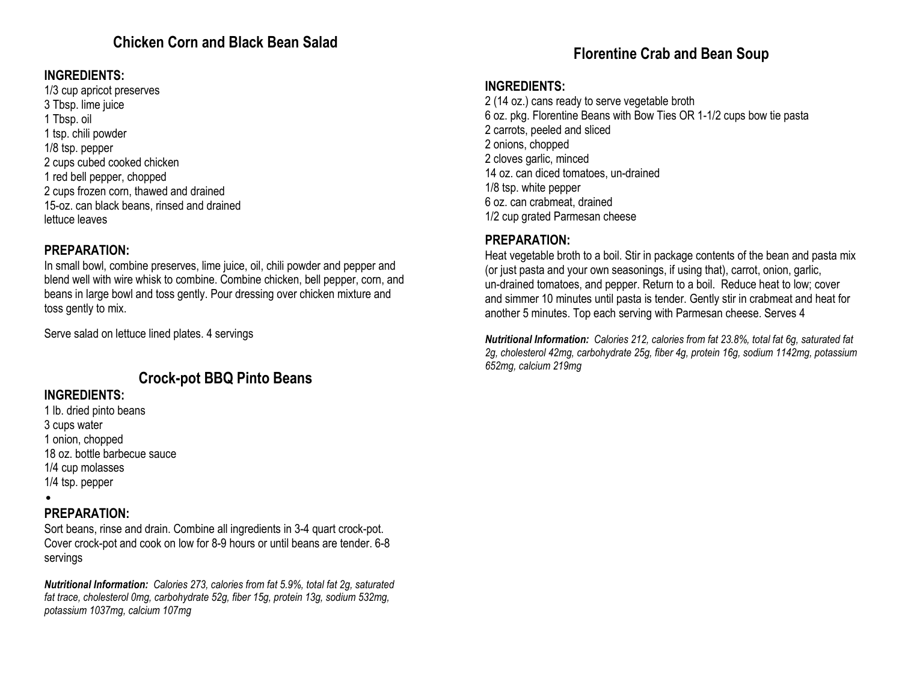## Chicken Corn and Black Bean Salad

**INGREDIENTS:**

1/3 cup apricot preserves
3 Tbsp. lime juice
1 Tbsp. oil
1 tsp. chili powder
1/8 tsp. pepper
2 cups cubed cooked chicken
1 red bell pepper, chopped
2 cups frozen corn, thawed and drained
15-oz. can black beans, rinsed and drained
lettuce leaves

**PREPARATION:**

In small bowl, combine preserves, lime juice, oil, chili powder and pepper and blend well with wire whisk to combine. Combine chicken, bell pepper, corn, and beans in large bowl and toss gently. Pour dressing over chicken mixture and toss gently to mix.

Serve salad on lettuce lined plates. 4 servings

## Crock-pot BBQ Pinto Beans

**INGREDIENTS:**

1 lb. dried pinto beans
3 cups water
1 onion, chopped
18 oz. bottle barbecue sauce
1/4 cup molasses
1/4 tsp. pepper

**PREPARATION:**

Sort beans, rinse and drain. Combine all ingredients in 3-4 quart crock-pot. Cover crock-pot and cook on low for 8-9 hours or until beans are tender. 6-8 servings

***Nutritional Information:*** *Calories 273, calories from fat 5.9%, total fat 2g, saturated fat trace, cholesterol 0mg, carbohydrate 52g, fiber 15g, protein 13g, sodium 532mg, potassium 1037mg, calcium 107mg*

## Florentine Crab and Bean Soup

**INGREDIENTS:**

2 (14 oz.) cans ready to serve vegetable broth
6 oz. pkg. Florentine Beans with Bow Ties OR 1-1/2 cups bow tie pasta
2 carrots, peeled and sliced
2 onions, chopped
2 cloves garlic, minced
14 oz. can diced tomatoes, un-drained
1/8 tsp. white pepper
6 oz. can crabmeat, drained
1/2 cup grated Parmesan cheese

**PREPARATION:**

Heat vegetable broth to a boil. Stir in package contents of the bean and pasta mix (or just pasta and your own seasonings, if using that), carrot, onion, garlic, un-drained tomatoes, and pepper. Return to a boil. Reduce heat to low; cover and simmer 10 minutes until pasta is tender. Gently stir in crabmeat and heat for another 5 minutes. Top each serving with Parmesan cheese. Serves 4

***Nutritional Information:*** *Calories 212, calories from fat 23.8%, total fat 6g, saturated fat 2g, cholesterol 42mg, carbohydrate 25g, fiber 4g, protein 16g, sodium 1142mg, potassium 652mg, calcium 219mg*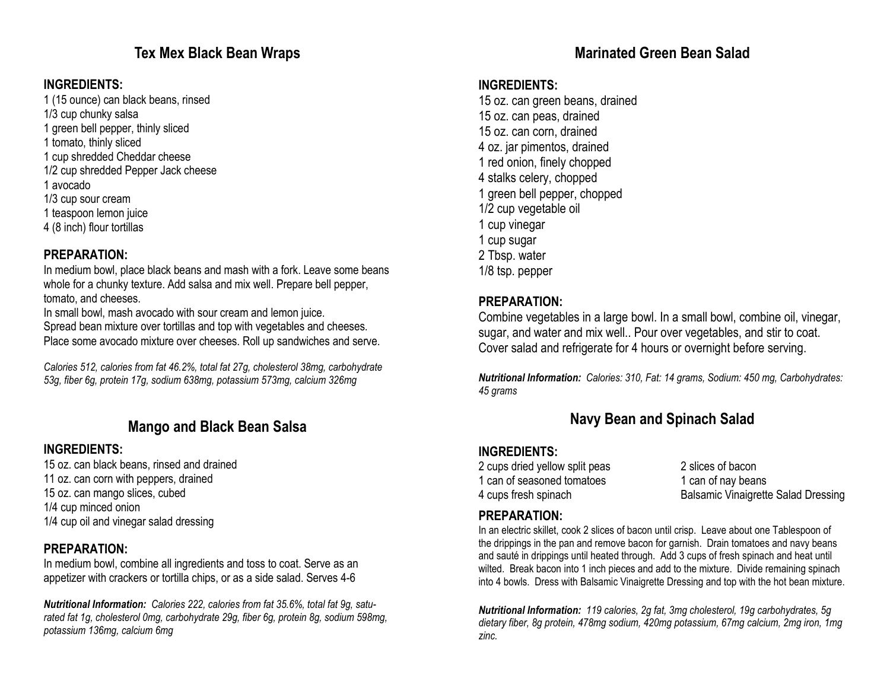## Tex Mex Black Bean Wraps

**INGREDIENTS:**

1 (15 ounce) can black beans, rinsed
1/3 cup chunky salsa
1 green bell pepper, thinly sliced
1 tomato, thinly sliced
1 cup shredded Cheddar cheese
1/2 cup shredded Pepper Jack cheese
1 avocado
1/3 cup sour cream
1 teaspoon lemon juice
4 (8 inch) flour tortillas

**PREPARATION:**

In medium bowl, place black beans and mash with a fork. Leave some beans whole for a chunky texture. Add salsa and mix well. Prepare bell pepper, tomato, and cheeses.
In small bowl, mash avocado with sour cream and lemon juice.
Spread bean mixture over tortillas and top with vegetables and cheeses.
Place some avocado mixture over cheeses. Roll up sandwiches and serve.

*Calories 512, calories from fat 46.2%, total fat 27g, cholesterol 38mg, carbohydrate 53g, fiber 6g, protein 17g, sodium 638mg, potassium 573mg, calcium 326mg*

## Mango and Black Bean Salsa

**INGREDIENTS:**

15 oz. can black beans, rinsed and drained
11 oz. can corn with peppers, drained
15 oz. can mango slices, cubed
1/4 cup minced onion
1/4 cup oil and vinegar salad dressing

**PREPARATION:**

In medium bowl, combine all ingredients and toss to coat. Serve as an appetizer with crackers or tortilla chips, or as a side salad. Serves 4-6

***Nutritional Information:*** *Calories 222, calories from fat 35.6%, total fat 9g, saturated fat 1g, cholesterol 0mg, carbohydrate 29g, fiber 6g, protein 8g, sodium 598mg, potassium 136mg, calcium 6mg*

## Marinated Green Bean Salad

**INGREDIENTS:**

15 oz. can green beans, drained
15 oz. can peas, drained
15 oz. can corn, drained
4 oz. jar pimentos, drained
1 red onion, finely chopped
4 stalks celery, chopped
1 green bell pepper, chopped
1/2 cup vegetable oil
1 cup vinegar
1 cup sugar
2 Tbsp. water
1/8 tsp. pepper

**PREPARATION:**

Combine vegetables in a large bowl. In a small bowl, combine oil, vinegar, sugar, and water and mix well.. Pour over vegetables, and stir to coat. Cover salad and refrigerate for 4 hours or overnight before serving.

***Nutritional Information:*** *Calories: 310, Fat: 14 grams, Sodium: 450 mg, Carbohydrates: 45 grams*

## Navy Bean and Spinach Salad

**INGREDIENTS:**

2 cups dried yellow split peas
1 can of seasoned tomatoes
4 cups fresh spinach
2 slices of bacon
1 can of nay beans
Balsamic Vinaigrette Salad Dressing

**PREPARATION:**

In an electric skillet, cook 2 slices of bacon until crisp. Leave about one Tablespoon of the drippings in the pan and remove bacon for garnish. Drain tomatoes and navy beans and sauté in drippings until heated through. Add 3 cups of fresh spinach and heat until wilted. Break bacon into 1 inch pieces and add to the mixture. Divide remaining spinach into 4 bowls. Dress with Balsamic Vinaigrette Dressing and top with the hot bean mixture.

***Nutritional Information:*** *119 calories, 2g fat, 3mg cholesterol, 19g carbohydrates, 5g dietary fiber, 8g protein, 478mg sodium, 420mg potassium, 67mg calcium, 2mg iron, 1mg zinc.*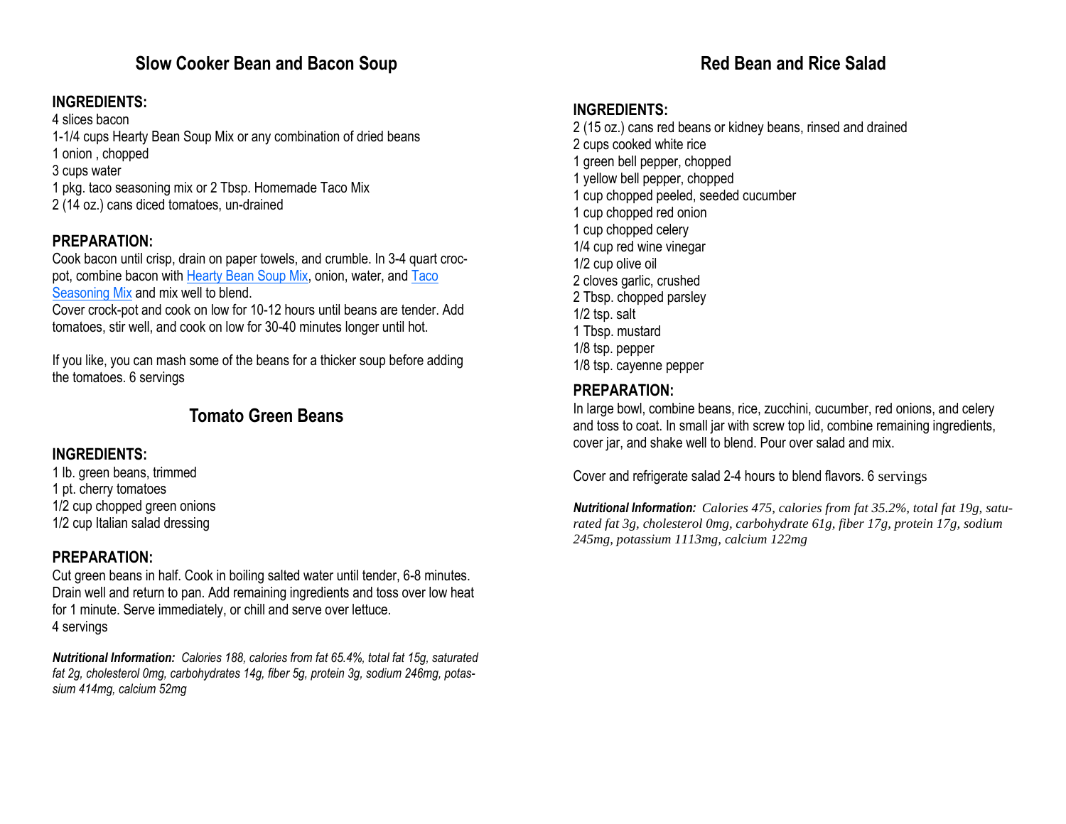## Slow Cooker Bean and Bacon Soup

### INGREDIENTS:

4 slices bacon
1-1/4 cups Hearty Bean Soup Mix or any combination of dried beans
1 onion , chopped
3 cups water
1 pkg. taco seasoning mix or 2 Tbsp. Homemade Taco Mix
2 (14 oz.) cans diced tomatoes, un-drained

### PREPARATION:

Cook bacon until crisp, drain on paper towels, and crumble. In 3-4 quart croc-pot, combine bacon with Hearty Bean Soup Mix, onion, water, and Taco Seasoning Mix and mix well to blend.
Cover crock-pot and cook on low for 10-12 hours until beans are tender. Add tomatoes, stir well, and cook on low for 30-40 minutes longer until hot.

If you like, you can mash some of the beans for a thicker soup before adding the tomatoes. 6 servings

## Tomato Green Beans

### INGREDIENTS:

1 lb. green beans, trimmed
1 pt. cherry tomatoes
1/2 cup chopped green onions
1/2 cup Italian salad dressing

### PREPARATION:

Cut green beans in half. Cook in boiling salted water until tender, 6-8 minutes. Drain well and return to pan. Add remaining ingredients and toss over low heat for 1 minute. Serve immediately, or chill and serve over lettuce.
4 servings

***Nutritional Information:*** *Calories 188, calories from fat 65.4%, total fat 15g, saturated fat 2g, cholesterol 0mg, carbohydrates 14g, fiber 5g, protein 3g, sodium 246mg, potassium 414mg, calcium 52mg*

## Red Bean and Rice Salad

### INGREDIENTS:

2 (15 oz.) cans red beans or kidney beans, rinsed and drained
2 cups cooked white rice
1 green bell pepper, chopped
1 yellow bell pepper, chopped
1 cup chopped peeled, seeded cucumber
1 cup chopped red onion
1 cup chopped celery
1/4 cup red wine vinegar
1/2 cup olive oil
2 cloves garlic, crushed
2 Tbsp. chopped parsley
1/2 tsp. salt
1 Tbsp. mustard
1/8 tsp. pepper
1/8 tsp. cayenne pepper

### PREPARATION:

In large bowl, combine beans, rice, zucchini, cucumber, red onions, and celery and toss to coat. In small jar with screw top lid, combine remaining ingredients, cover jar, and shake well to blend. Pour over salad and mix.

Cover and refrigerate salad 2-4 hours to blend flavors. 6 servings

***Nutritional Information:*** *Calories 475, calories from fat 35.2%, total fat 19g, saturated fat 3g, cholesterol 0mg, carbohydrate 61g, fiber 17g, protein 17g, sodium 245mg, potassium 1113mg, calcium 122mg*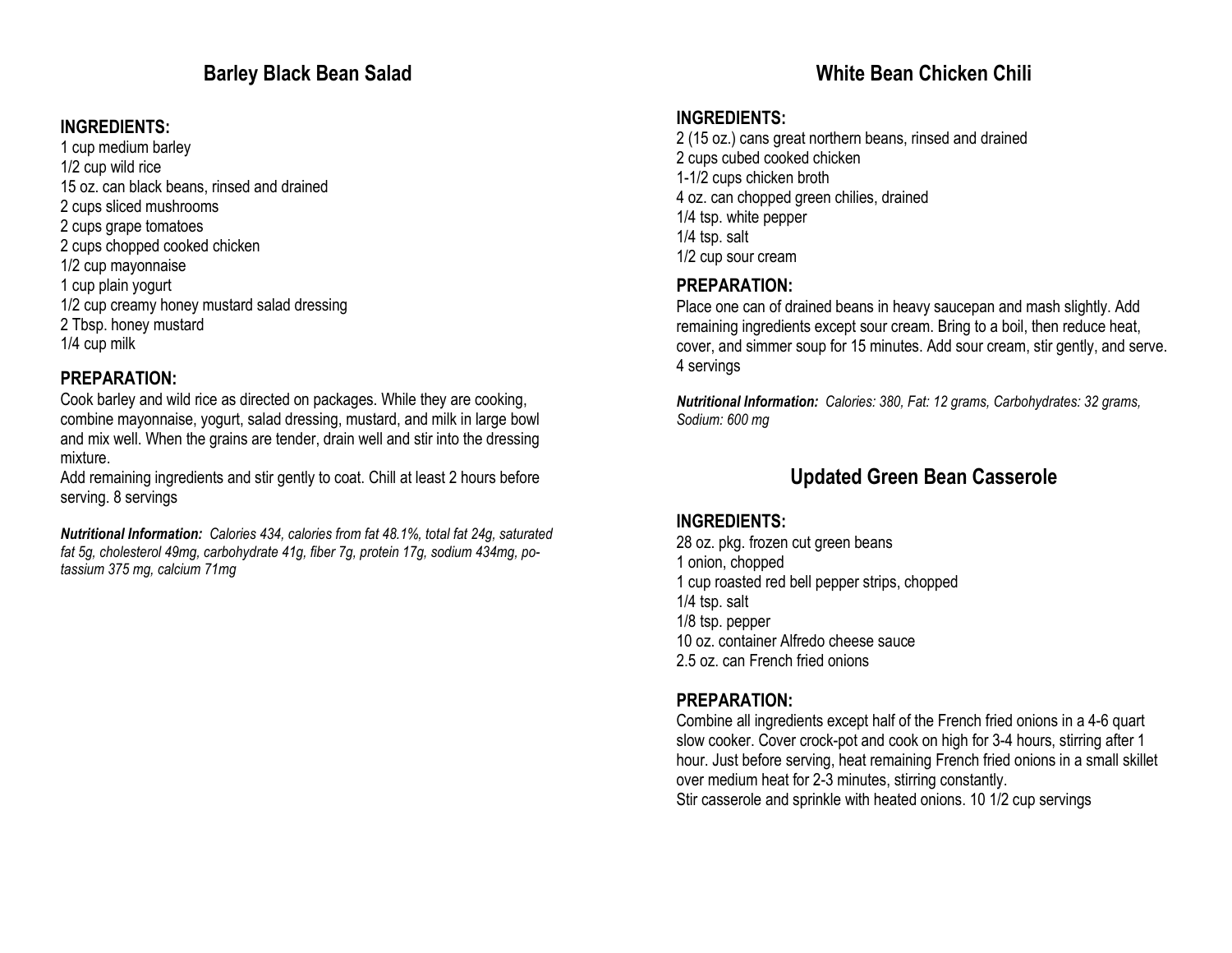## Barley Black Bean Salad

### INGREDIENTS:

1 cup medium barley
1/2 cup wild rice
15 oz. can black beans, rinsed and drained
2 cups sliced mushrooms
2 cups grape tomatoes
2 cups chopped cooked chicken
1/2 cup mayonnaise
1 cup plain yogurt
1/2 cup creamy honey mustard salad dressing
2 Tbsp. honey mustard
1/4 cup milk

### PREPARATION:

Cook barley and wild rice as directed on packages. While they are cooking, combine mayonnaise, yogurt, salad dressing, mustard, and milk in large bowl and mix well. When the grains are tender, drain well and stir into the dressing mixture.

Add remaining ingredients and stir gently to coat. Chill at least 2 hours before serving. 8 servings

***Nutritional Information:*** *Calories 434, calories from fat 48.1%, total fat 24g, saturated fat 5g, cholesterol 49mg, carbohydrate 41g, fiber 7g, protein 17g, sodium 434mg, potassium 375 mg, calcium 71mg*

## White Bean Chicken Chili

### INGREDIENTS:

2 (15 oz.) cans great northern beans, rinsed and drained
2 cups cubed cooked chicken
1-1/2 cups chicken broth
4 oz. can chopped green chilies, drained
1/4 tsp. white pepper
1/4 tsp. salt
1/2 cup sour cream

### PREPARATION:

Place one can of drained beans in heavy saucepan and mash slightly. Add remaining ingredients except sour cream. Bring to a boil, then reduce heat, cover, and simmer soup for 15 minutes. Add sour cream, stir gently, and serve. 4 servings

***Nutritional Information:*** *Calories: 380, Fat: 12 grams, Carbohydrates: 32 grams, Sodium: 600 mg*

## Updated Green Bean Casserole

### INGREDIENTS:

28 oz. pkg. frozen cut green beans
1 onion, chopped
1 cup roasted red bell pepper strips, chopped
1/4 tsp. salt
1/8 tsp. pepper
10 oz. container Alfredo cheese sauce
2.5 oz. can French fried onions

### PREPARATION:

Combine all ingredients except half of the French fried onions in a 4-6 quart slow cooker. Cover crock-pot and cook on high for 3-4 hours, stirring after 1 hour. Just before serving, heat remaining French fried onions in a small skillet over medium heat for 2-3 minutes, stirring constantly.

Stir casserole and sprinkle with heated onions. 10 1/2 cup servings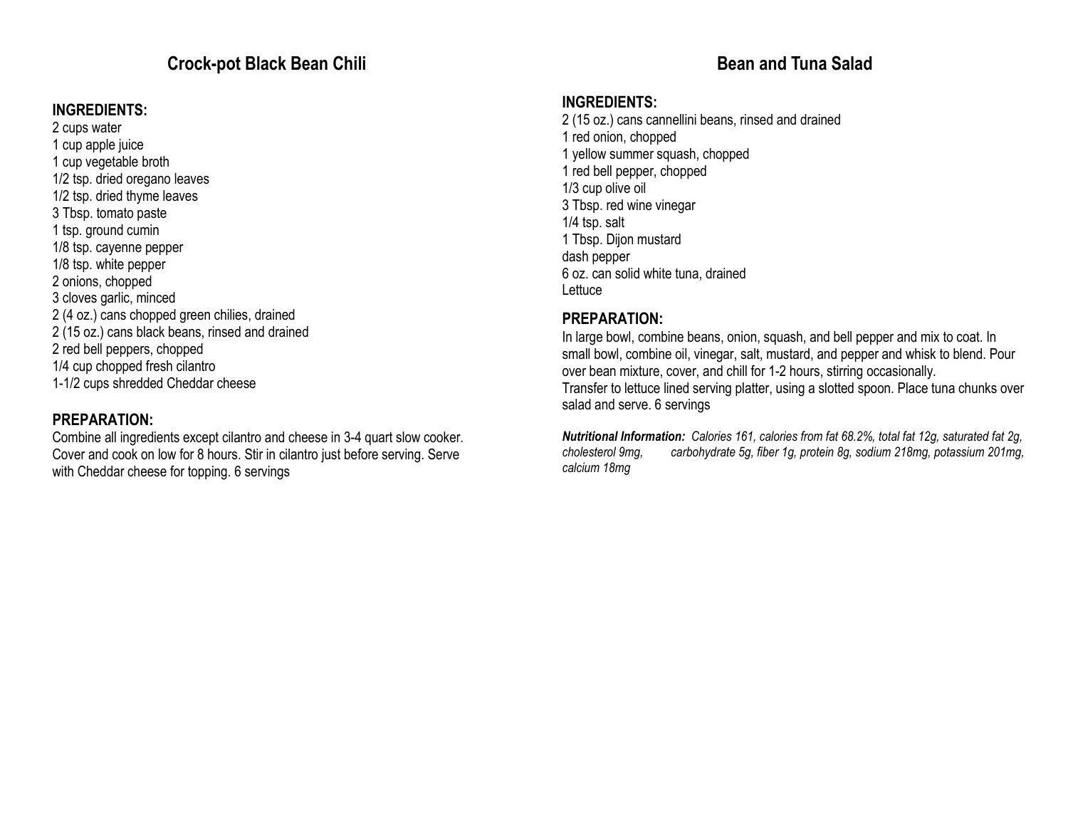## Crock-pot Black Bean Chili

### INGREDIENTS:

2 cups water
1 cup apple juice
1 cup vegetable broth
1/2 tsp. dried oregano leaves
1/2 tsp. dried thyme leaves
3 Tbsp. tomato paste
1 tsp. ground cumin
1/8 tsp. cayenne pepper
1/8 tsp. white pepper
2 onions, chopped
3 cloves garlic, minced
2 (4 oz.) cans chopped green chilies, drained
2 (15 oz.) cans black beans, rinsed and drained
2 red bell peppers, chopped
1/4 cup chopped fresh cilantro
1-1/2 cups shredded Cheddar cheese

### PREPARATION:

Combine all ingredients except cilantro and cheese in 3-4 quart slow cooker. Cover and cook on low for 8 hours. Stir in cilantro just before serving. Serve with Cheddar cheese for topping. 6 servings

## Bean and Tuna Salad

### INGREDIENTS:

2 (15 oz.) cans cannellini beans, rinsed and drained
1 red onion, chopped
1 yellow summer squash, chopped
1 red bell pepper, chopped
1/3 cup olive oil
3 Tbsp. red wine vinegar
1/4 tsp. salt
1 Tbsp. Dijon mustard
dash pepper
6 oz. can solid white tuna, drained
Lettuce

### PREPARATION:

In large bowl, combine beans, onion, squash, and bell pepper and mix to coat. In small bowl, combine oil, vinegar, salt, mustard, and pepper and whisk to blend. Pour over bean mixture, cover, and chill for 1-2 hours, stirring occasionally.
Transfer to lettuce lined serving platter, using a slotted spoon. Place tuna chunks over salad and serve. 6 servings

***Nutritional Information:*** *Calories 161, calories from fat 68.2%, total fat 12g, saturated fat 2g, cholesterol 9mg, carbohydrate 5g, fiber 1g, protein 8g, sodium 218mg, potassium 201mg, calcium 18mg*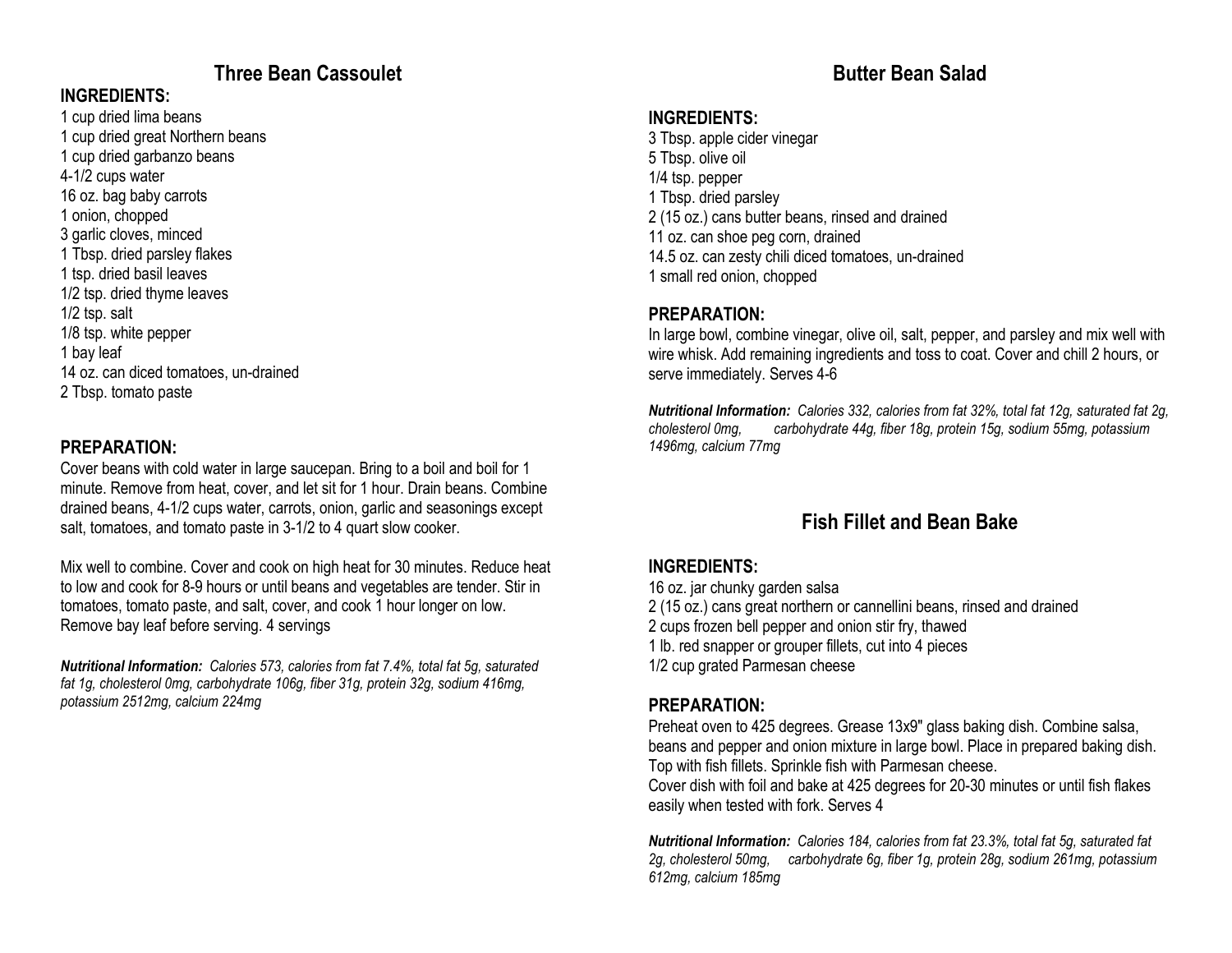## Three Bean Cassoulet

**INGREDIENTS:**

1 cup dried lima beans
1 cup dried great Northern beans
1 cup dried garbanzo beans
4-1/2 cups water
16 oz. bag baby carrots
1 onion, chopped
3 garlic cloves, minced
1 Tbsp. dried parsley flakes
1 tsp. dried basil leaves
1/2 tsp. dried thyme leaves
1/2 tsp. salt
1/8 tsp. white pepper
1 bay leaf
14 oz. can diced tomatoes, un-drained
2 Tbsp. tomato paste

**PREPARATION:**

Cover beans with cold water in large saucepan. Bring to a boil and boil for 1 minute. Remove from heat, cover, and let sit for 1 hour. Drain beans. Combine drained beans, 4-1/2 cups water, carrots, onion, garlic and seasonings except salt, tomatoes, and tomato paste in 3-1/2 to 4 quart slow cooker.

Mix well to combine. Cover and cook on high heat for 30 minutes. Reduce heat to low and cook for 8-9 hours or until beans and vegetables are tender. Stir in tomatoes, tomato paste, and salt, cover, and cook 1 hour longer on low. Remove bay leaf before serving. 4 servings

***Nutritional Information:*** *Calories 573, calories from fat 7.4%, total fat 5g, saturated fat 1g, cholesterol 0mg, carbohydrate 106g, fiber 31g, protein 32g, sodium 416mg, potassium 2512mg, calcium 224mg*

## Butter Bean Salad

**INGREDIENTS:**

3 Tbsp. apple cider vinegar
5 Tbsp. olive oil
1/4 tsp. pepper
1 Tbsp. dried parsley
2 (15 oz.) cans butter beans, rinsed and drained
11 oz. can shoe peg corn, drained
14.5 oz. can zesty chili diced tomatoes, un-drained
1 small red onion, chopped

**PREPARATION:**

In large bowl, combine vinegar, olive oil, salt, pepper, and parsley and mix well with wire whisk. Add remaining ingredients and toss to coat. Cover and chill 2 hours, or serve immediately. Serves 4-6

***Nutritional Information:*** *Calories 332, calories from fat 32%, total fat 12g, saturated fat 2g, cholesterol 0mg, carbohydrate 44g, fiber 18g, protein 15g, sodium 55mg, potassium 1496mg, calcium 77mg*

## Fish Fillet and Bean Bake

**INGREDIENTS:**

16 oz. jar chunky garden salsa
2 (15 oz.) cans great northern or cannellini beans, rinsed and drained
2 cups frozen bell pepper and onion stir fry, thawed
1 lb. red snapper or grouper fillets, cut into 4 pieces
1/2 cup grated Parmesan cheese

**PREPARATION:**

Preheat oven to 425 degrees. Grease 13x9" glass baking dish. Combine salsa, beans and pepper and onion mixture in large bowl. Place in prepared baking dish. Top with fish fillets. Sprinkle fish with Parmesan cheese.
Cover dish with foil and bake at 425 degrees for 20-30 minutes or until fish flakes easily when tested with fork. Serves 4

***Nutritional Information:*** *Calories 184, calories from fat 23.3%, total fat 5g, saturated fat 2g, cholesterol 50mg, carbohydrate 6g, fiber 1g, protein 28g, sodium 261mg, potassium 612mg, calcium 185mg*